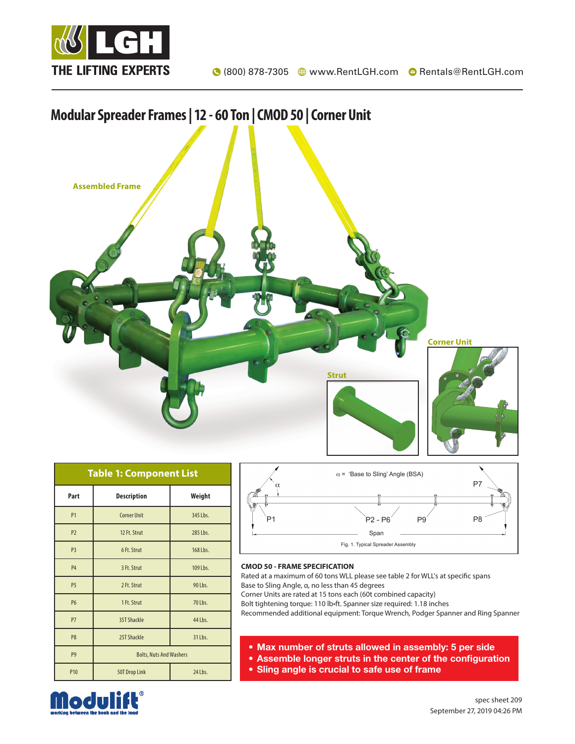# Modular Spreader Frames | 12 - 60 Ton | CMOD 50 | Corner Unit

Assembled Frame

Corner Unit

Strut

| Table 1: Component List | | |
|---|---|---|
| **Part** | **Description** | **Weight** |
| P1 | Corner Unit | 345 Lbs. |
| P2 | 12 Ft. Strut | 285 Lbs. |
| P3 | 6 Ft. Strut | 168 Lbs. |
| P4 | 3 Ft. Strut | 109 Lbs. |
| P5 | 2 Ft. Strut | 90 Lbs. |
| P6 | 1 Ft. Strut | 70 Lbs. |
| P7 | 35T Shackle | 44 Lbs. |
| P8 | 25T Shackle | 31 Lbs. |
| P9 | Bolts, Nuts And Washers | |
| P10 | 50T Drop Link | 24 Lbs. |

$\alpha$ = 'Base to Sling' Angle (BSA)

P1 P2 - P6 P9 P8 P7 Span

Fig. 1. Typical Spreader Assembly

**CMOD 50 - FRAME SPECIFICATION**

Rated at a maximum of 60 tons WLL please see table 2 for WLL's at specific spans
Base to Sling Angle, α, no less than 45 degrees
Corner Units are rated at 15 tons each (60t combined capacity)
Bolt tightening torque: 110 lb•ft. Spanner size required: 1.18 inches
Recommended additional equipment: Torque Wrench, Podger Spanner and Ring Spanner

- **Max number of struts allowed in assembly: 5 per side**
- **Assemble longer struts in the center of the configuration**
- **Sling angle is crucial to safe use of frame**

spec sheet 209
September 27, 2019 04:26 PM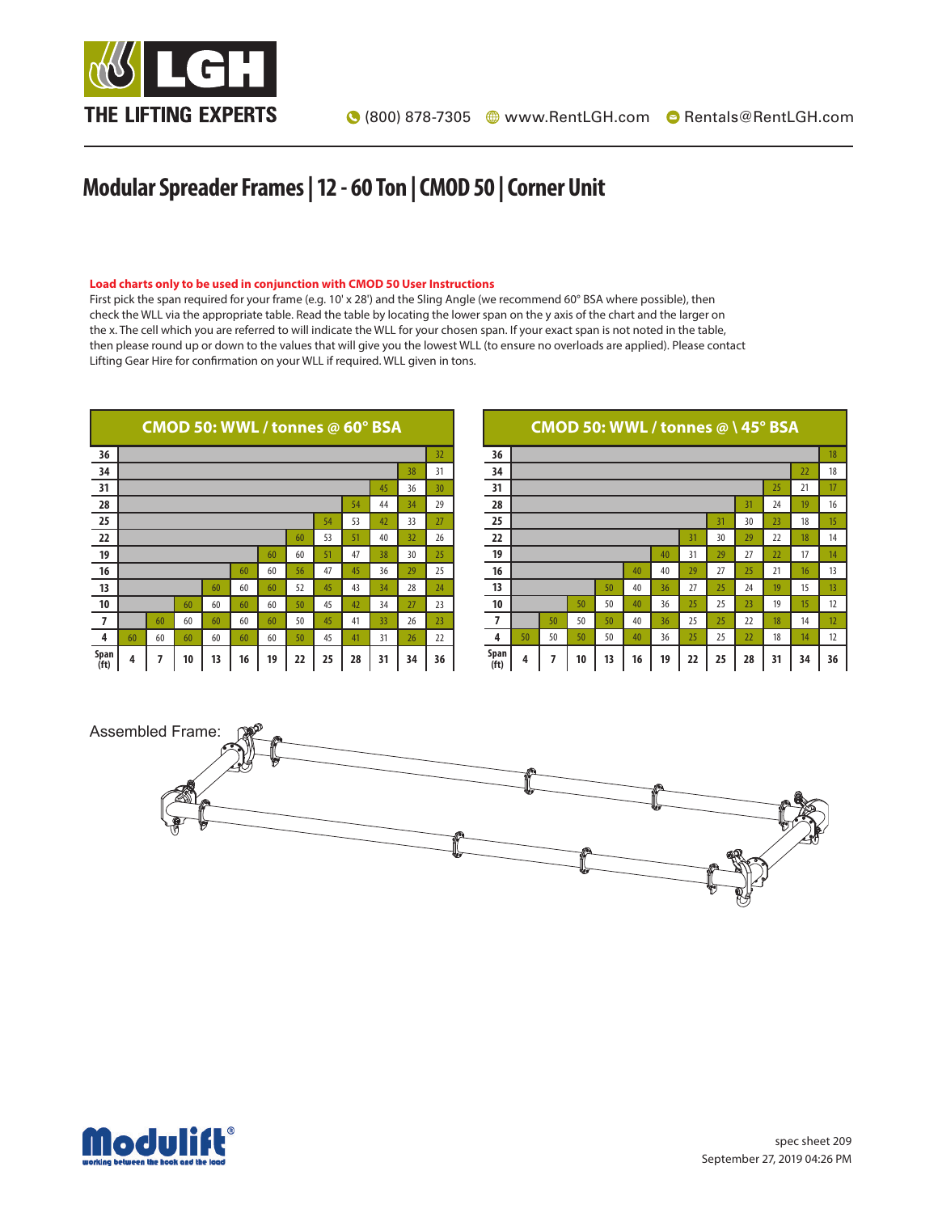# Modular Spreader Frames | 12 - 60 Ton | CMOD 50 | Corner Unit

**Load charts only to be used in conjunction with CMOD 50 User Instructions**

First pick the span required for your frame (e.g. 10' x 28') and the Sling Angle (we recommend 60° BSA where possible), then check the WLL via the appropriate table. Read the table by locating the lower span on the y axis of the chart and the larger on the x. The cell which you are referred to will indicate the WLL for your chosen span. If your exact span is not noted in the table, then please round up or down to the values that will give you the lowest WLL (to ensure no overloads are applied). Please contact Lifting Gear Hire for confirmation on your WLL if required. WLL given in tons.

**CMOD 50: WWL / tonnes @ 60° BSA**

| | | | | | | | | | | | | |
|---|---|---|---|---|---|---|---|---|---|---|---|---|
| **36** | | | | | | | | | | | | 32 |
| **34** | | | | | | | | | | | 38 | 31 |
| **31** | | | | | | | | | | 45 | 36 | 30 |
| **28** | | | | | | | | | 54 | 44 | 34 | 29 |
| **25** | | | | | | | | 54 | 53 | 42 | 33 | 27 |
| **22** | | | | | | | 60 | 53 | 51 | 40 | 32 | 26 |
| **19** | | | | | | 60 | 60 | 51 | 47 | 38 | 30 | 25 |
| **16** | | | | | 60 | 60 | 56 | 47 | 45 | 36 | 29 | 25 |
| **13** | | | | 60 | 60 | 60 | 52 | 45 | 43 | 34 | 28 | 24 |
| **10** | | | 60 | 60 | 60 | 60 | 50 | 45 | 42 | 34 | 27 | 23 |
| **7** | | 60 | 60 | 60 | 60 | 60 | 50 | 45 | 41 | 33 | 26 | 23 |
| **4** | 60 | 60 | 60 | 60 | 60 | 60 | 50 | 45 | 41 | 31 | 26 | 22 |
| **Span (ft)** | **4** | **7** | **10** | **13** | **16** | **19** | **22** | **25** | **28** | **31** | **34** | **36** |

**CMOD 50: WWL / tonnes @ \ 45° BSA**

| | | | | | | | | | | | | |
|---|---|---|---|---|---|---|---|---|---|---|---|---|
| **36** | | | | | | | | | | | | 18 |
| **34** | | | | | | | | | | | 22 | 18 |
| **31** | | | | | | | | | | 25 | 21 | 17 |
| **28** | | | | | | | | | 31 | 24 | 19 | 16 |
| **25** | | | | | | | | 31 | 30 | 23 | 18 | 15 |
| **22** | | | | | | | 31 | 30 | 29 | 22 | 18 | 14 |
| **19** | | | | | | 40 | 31 | 29 | 27 | 22 | 17 | 14 |
| **16** | | | | | 40 | 40 | 29 | 27 | 25 | 21 | 16 | 13 |
| **13** | | | | 50 | 40 | 36 | 27 | 25 | 24 | 19 | 15 | 13 |
| **10** | | | 50 | 50 | 40 | 36 | 25 | 25 | 23 | 19 | 15 | 12 |
| **7** | | 50 | 50 | 50 | 40 | 36 | 25 | 25 | 22 | 18 | 14 | 12 |
| **4** | 50 | 50 | 50 | 50 | 40 | 36 | 25 | 25 | 22 | 18 | 14 | 12 |
| **Span (ft)** | **4** | **7** | **10** | **13** | **16** | **19** | **22** | **25** | **28** | **31** | **34** | **36** |

Assembled Frame:

spec sheet 209

September 27, 2019 04:26 PM